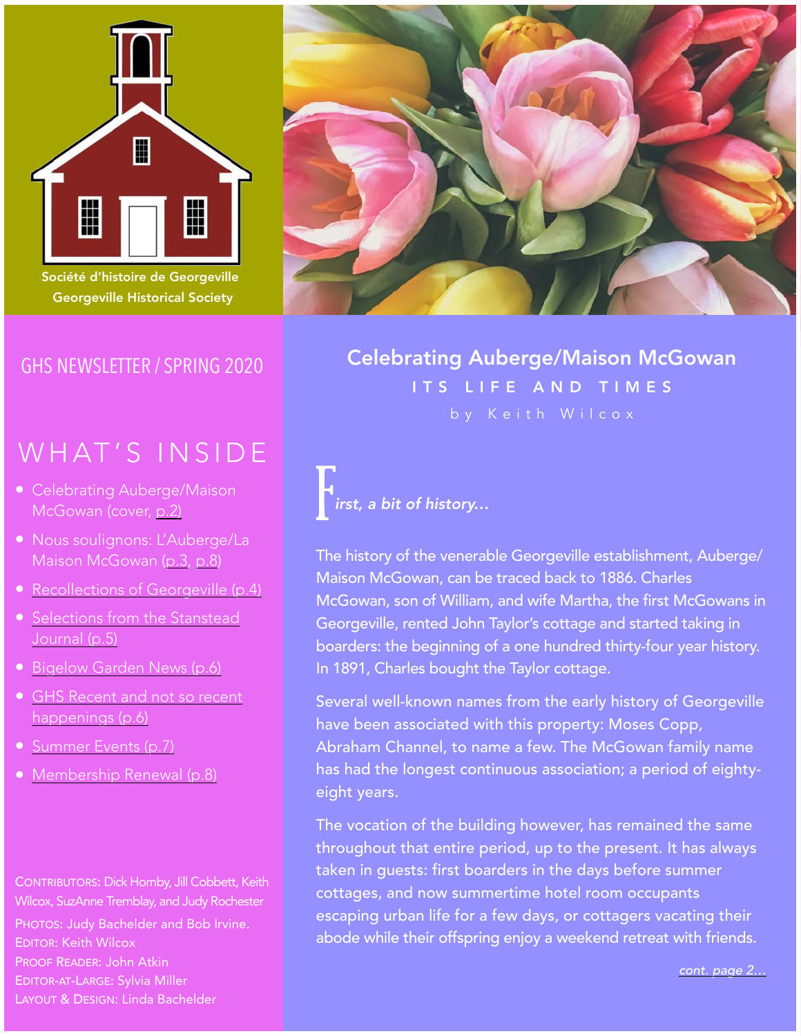Société d'histoire de Georgeville
Georgeville Historical Society

GHS NEWSLETTER / SPRING 2020

## WHAT'S INSIDE

- Celebrating Auberge/Maison McGowan (cover, p.2)
- Nous soulignons: L'Auberge/La Maison McGowan (p.3, p.8)
- Recollections of Georgeville (p.4)
- Selections from the Stanstead Journal (p.5)
- Bigelow Garden News (p.6)
- GHS Recent and not so recent happenings (p.6)
- Summer Events (p.7)
- Membership Renewal (p.8)

CONTRIBUTORS: Dick Hornby, Jill Cobbett, Keith Wilcox, SuzAnne Tremblay, and Judy Rochester
PHOTOS: Judy Bachelder and Bob Irvine.
EDITOR: Keith Wilcox
PROOF READER: John Atkin
EDITOR-AT-LARGE: Sylvia Miller
LAYOUT & DESIGN: Linda Bachelder

# Celebrating Auberge/Maison McGowan

## ITS LIFE AND TIMES

by Keith Wilcox

***First, a bit of history…***

The history of the venerable Georgeville establishment, Auberge/ Maison McGowan, can be traced back to 1886. Charles McGowan, son of William, and wife Martha, the first McGowans in Georgeville, rented John Taylor's cottage and started taking in boarders: the beginning of a one hundred thirty-four year history. In 1891, Charles bought the Taylor cottage.

Several well-known names from the early history of Georgeville have been associated with this property: Moses Copp, Abraham Channel, to name a few. The McGowan family name has had the longest continuous association; a period of eighty-eight years.

The vocation of the building however, has remained the same throughout that entire period, up to the present. It has always taken in guests: first boarders in the days before summer cottages, and now summertime hotel room occupants escaping urban life for a few days, or cottagers vacating their abode while their offspring enjoy a weekend retreat with friends.

*cont. page 2…*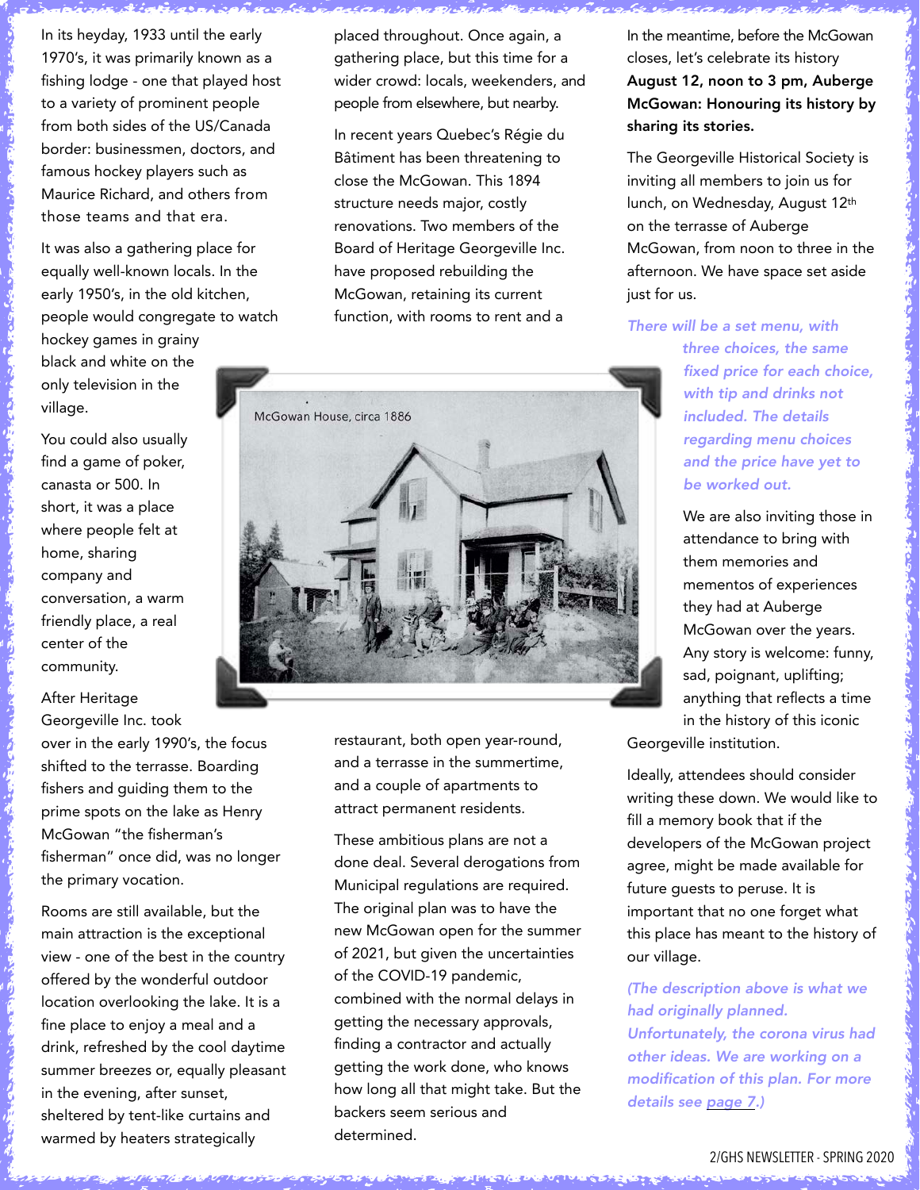In its heyday, 1933 until the early 1970's, it was primarily known as a fishing lodge - one that played host to a variety of prominent people from both sides of the US/Canada border: businessmen, doctors, and famous hockey players such as Maurice Richard, and others from those teams and that era.

It was also a gathering place for equally well-known locals. In the early 1950's, in the old kitchen, people would congregate to watch hockey games in grainy black and white on the only television in the village.

You could also usually find a game of poker, canasta or 500. In short, it was a place where people felt at home, sharing company and conversation, a warm friendly place, a real center of the community.

After Heritage Georgeville Inc. took over in the early 1990's, the focus shifted to the terrasse. Boarding fishers and guiding them to the prime spots on the lake as Henry McGowan "the fisherman's fisherman" once did, was no longer the primary vocation.

Rooms are still available, but the main attraction is the exceptional view - one of the best in the country offered by the wonderful outdoor location overlooking the lake. It is a fine place to enjoy a meal and a drink, refreshed by the cool daytime summer breezes or, equally pleasant in the evening, after sunset, sheltered by tent-like curtains and warmed by heaters strategically placed throughout. Once again, a gathering place, but this time for a wider crowd: locals, weekenders, and people from elsewhere, but nearby.

In recent years Quebec's Régie du Bâtiment has been threatening to close the McGowan. This 1894 structure needs major, costly renovations. Two members of the Board of Heritage Georgeville Inc. have proposed rebuilding the McGowan, retaining its current function, with rooms to rent and a restaurant, both open year-round, and a terrasse in the summertime, and a couple of apartments to attract permanent residents.

McGowan House, circa 1886

These ambitious plans are not a done deal. Several derogations from Municipal regulations are required. The original plan was to have the new McGowan open for the summer of 2021, but given the uncertainties of the COVID-19 pandemic, combined with the normal delays in getting the necessary approvals, finding a contractor and actually getting the work done, who knows how long all that might take. But the backers seem serious and determined.

In the meantime, before the McGowan closes, let's celebrate its history **August 12, noon to 3 pm, Auberge McGowan: Honouring its history by sharing its stories.**

The Georgeville Historical Society is inviting all members to join us for lunch, on Wednesday, August 12th on the terrasse of Auberge McGowan, from noon to three in the afternoon. We have space set aside just for us.

*There will be a set menu, with three choices, the same fixed price for each choice, with tip and drinks not included. The details regarding menu choices and the price have yet to be worked out.*

We are also inviting those in attendance to bring with them memories and mementos of experiences they had at Auberge McGowan over the years. Any story is welcome: funny, sad, poignant, uplifting; anything that reflects a time in the history of this iconic Georgeville institution.

Ideally, attendees should consider writing these down. We would like to fill a memory book that if the developers of the McGowan project agree, might be made available for future guests to peruse. It is important that no one forget what this place has meant to the history of our village.

*(The description above is what we had originally planned. Unfortunately, the corona virus had other ideas. We are working on a modification of this plan. For more details see page 7.)*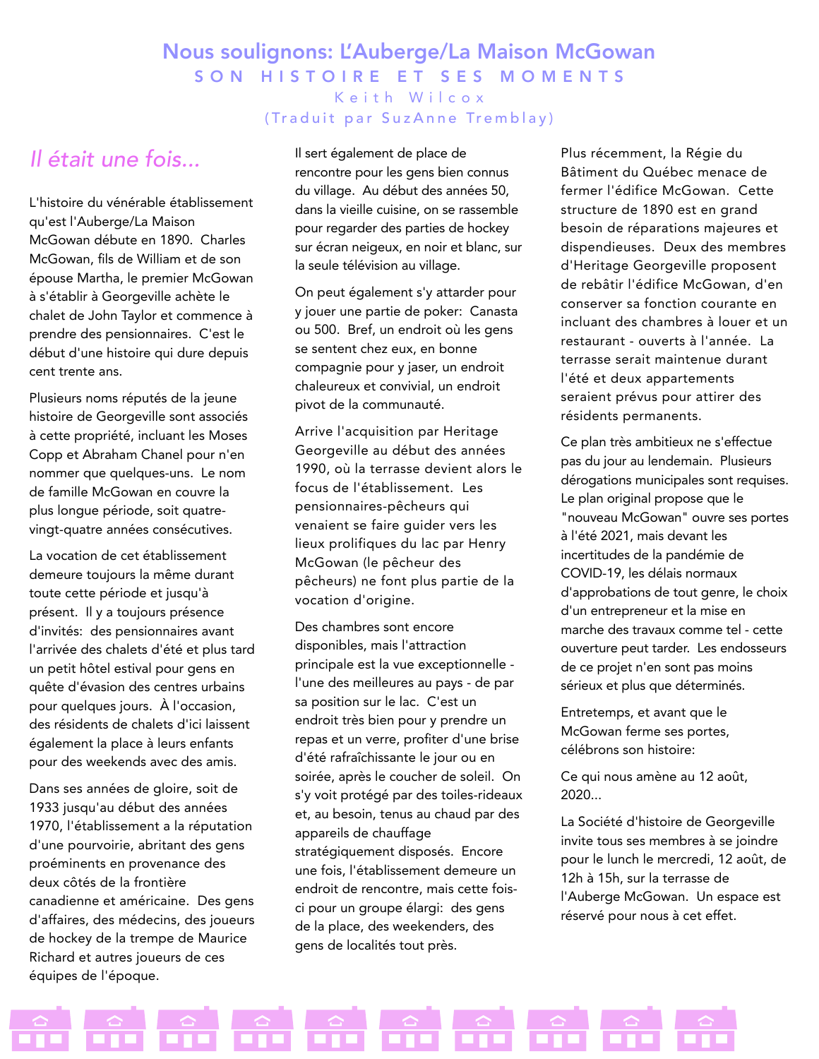# Nous soulignons: L'Auberge/La Maison McGowan

## SON HISTOIRE ET SES MOMENTS

Keith Wilcox

(Traduit par SuzAnne Tremblay)

### *Il était une fois...*

L'histoire du vénérable établissement qu'est l'Auberge/La Maison McGowan débute en 1890. Charles McGowan, fils de William et de son épouse Martha, le premier McGowan à s'établir à Georgeville achète le chalet de John Taylor et commence à prendre des pensionnaires. C'est le début d'une histoire qui dure depuis cent trente ans.

Plusieurs noms réputés de la jeune histoire de Georgeville sont associés à cette propriété, incluant les Moses Copp et Abraham Chanel pour n'en nommer que quelques-uns. Le nom de famille McGowan en couvre la plus longue période, soit quatre-vingt-quatre années consécutives.

La vocation de cet établissement demeure toujours la même durant toute cette période et jusqu'à présent. Il y a toujours présence d'invités: des pensionnaires avant l'arrivée des chalets d'été et plus tard un petit hôtel estival pour gens en quête d'évasion des centres urbains pour quelques jours. À l'occasion, des résidents de chalets d'ici laissent également la place à leurs enfants pour des weekends avec des amis.

Dans ses années de gloire, soit de 1933 jusqu'au début des années 1970, l'établissement a la réputation d'une pourvoirie, abritant des gens proéminents en provenance des deux côtés de la frontière canadienne et américaine. Des gens d'affaires, des médecins, des joueurs de hockey de la trempe de Maurice Richard et autres joueurs de ces équipes de l'époque.

Il sert également de place de rencontre pour les gens bien connus du village. Au début des années 50, dans la vieille cuisine, on se rassemble pour regarder des parties de hockey sur écran neigeux, en noir et blanc, sur la seule télévision au village.

On peut également s'y attarder pour y jouer une partie de poker: Canasta ou 500. Bref, un endroit où les gens se sentent chez eux, en bonne compagnie pour y jaser, un endroit chaleureux et convivial, un endroit pivot de la communauté.

Arrive l'acquisition par Heritage Georgeville au début des années 1990, où la terrasse devient alors le focus de l'établissement. Les pensionnaires-pêcheurs qui venaient se faire guider vers les lieux prolifiques du lac par Henry McGowan (le pêcheur des pêcheurs) ne font plus partie de la vocation d'origine.

Des chambres sont encore disponibles, mais l'attraction principale est la vue exceptionnelle - l'une des meilleures au pays - de par sa position sur le lac. C'est un endroit très bien pour y prendre un repas et un verre, profiter d'une brise d'été rafraîchissante le jour ou en soirée, après le coucher de soleil. On s'y voit protégé par des toiles-rideaux et, au besoin, tenus au chaud par des appareils de chauffage stratégiquement disposés. Encore une fois, l'établissement demeure un endroit de rencontre, mais cette fois-ci pour un groupe élargi: des gens de la place, des weekenders, des gens de localités tout près.

Plus récemment, la Régie du Bâtiment du Québec menace de fermer l'édifice McGowan. Cette structure de 1890 est en grand besoin de réparations majeures et dispendieuses. Deux des membres d'Heritage Georgeville proposent de rebâtir l'édifice McGowan, d'en conserver sa fonction courante en incluant des chambres à louer et un restaurant - ouverts à l'année. La terrasse serait maintenue durant l'été et deux appartements seraient prévus pour attirer des résidents permanents.

Ce plan très ambitieux ne s'effectue pas du jour au lendemain. Plusieurs dérogations municipales sont requises. Le plan original propose que le "nouveau McGowan" ouvre ses portes à l'été 2021, mais devant les incertitudes de la pandémie de COVID-19, les délais normaux d'approbations de tout genre, le choix d'un entrepreneur et la mise en marche des travaux comme tel - cette ouverture peut tarder. Les endosseurs de ce projet n'en sont pas moins sérieux et plus que déterminés.

Entretemps, et avant que le McGowan ferme ses portes, célébrons son histoire:

Ce qui nous amène au 12 août, 2020...

La Société d'histoire de Georgeville invite tous ses membres à se joindre pour le lunch le mercredi, 12 août, de 12h à 15h, sur la terrasse de l'Auberge McGowan. Un espace est réservé pour nous à cet effet.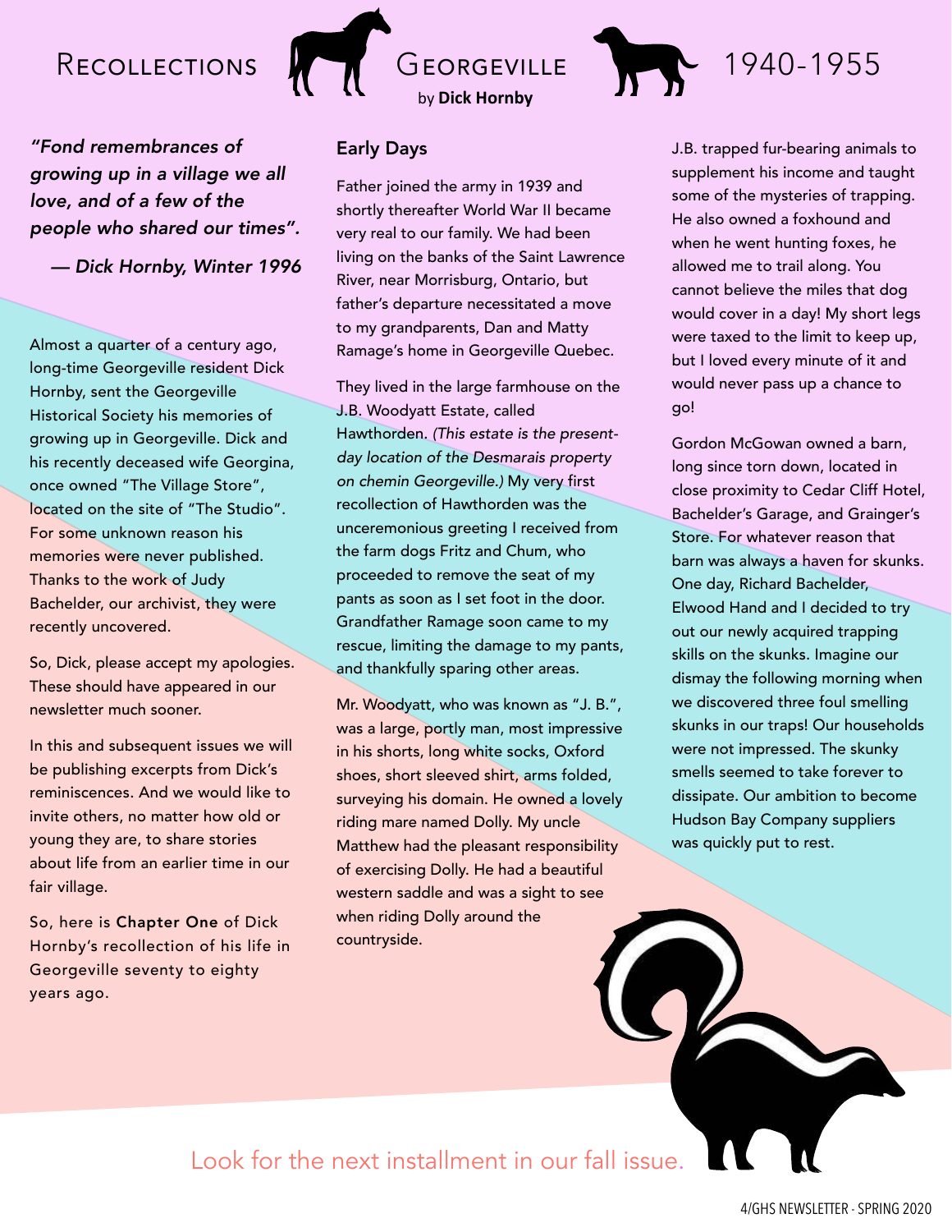# Recollections — Georgeville 1940-1955

by **Dick Hornby**

*"Fond remembrances of growing up in a village we all love, and of a few of the people who shared our times".*

*— Dick Hornby, Winter 1996*

Almost a quarter of a century ago, long-time Georgeville resident Dick Hornby, sent the Georgeville Historical Society his memories of growing up in Georgeville. Dick and his recently deceased wife Georgina, once owned "The Village Store", located on the site of "The Studio". For some unknown reason his memories were never published. Thanks to the work of Judy Bachelder, our archivist, they were recently uncovered.

So, Dick, please accept my apologies. These should have appeared in our newsletter much sooner.

In this and subsequent issues we will be publishing excerpts from Dick's reminiscences. And we would like to invite others, no matter how old or young they are, to share stories about life from an earlier time in our fair village.

So, here is **Chapter One** of Dick Hornby's recollection of his life in Georgeville seventy to eighty years ago.

## Early Days

Father joined the army in 1939 and shortly thereafter World War II became very real to our family. We had been living on the banks of the Saint Lawrence River, near Morrisburg, Ontario, but father's departure necessitated a move to my grandparents, Dan and Matty Ramage's home in Georgeville Quebec.

They lived in the large farmhouse on the J.B. Woodyatt Estate, called Hawthorden. *(This estate is the present-day location of the Desmarais property on chemin Georgeville.)* My very first recollection of Hawthorden was the unceremonious greeting I received from the farm dogs Fritz and Chum, who proceeded to remove the seat of my pants as soon as I set foot in the door. Grandfather Ramage soon came to my rescue, limiting the damage to my pants, and thankfully sparing other areas.

Mr. Woodyatt, who was known as "J. B.", was a large, portly man, most impressive in his shorts, long white socks, Oxford shoes, short sleeved shirt, arms folded, surveying his domain. He owned a lovely riding mare named Dolly. My uncle Matthew had the pleasant responsibility of exercising Dolly. He had a beautiful western saddle and was a sight to see when riding Dolly around the countryside.

J.B. trapped fur-bearing animals to supplement his income and taught some of the mysteries of trapping. He also owned a foxhound and when he went hunting foxes, he allowed me to trail along. You cannot believe the miles that dog would cover in a day! My short legs were taxed to the limit to keep up, but I loved every minute of it and would never pass up a chance to go!

Gordon McGowan owned a barn, long since torn down, located in close proximity to Cedar Cliff Hotel, Bachelder's Garage, and Grainger's Store. For whatever reason that barn was always a haven for skunks. One day, Richard Bachelder, Elwood Hand and I decided to try out our newly acquired trapping skills on the skunks. Imagine our dismay the following morning when we discovered three foul smelling skunks in our traps! Our households were not impressed. The skunky smells seemed to take forever to dissipate. Our ambition to become Hudson Bay Company suppliers was quickly put to rest.

Look for the next installment in our fall issue.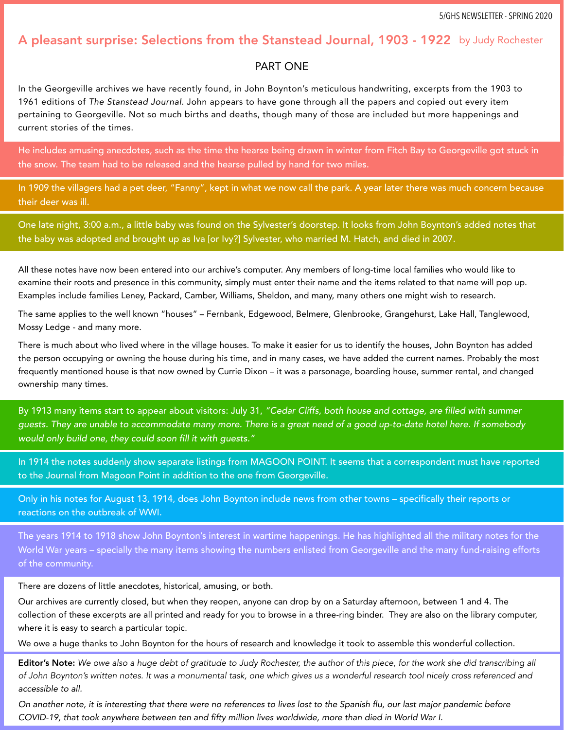# A pleasant surprise: Selections from the Stanstead Journal, 1903 - 1922 by Judy Rochester

## PART ONE

In the Georgeville archives we have recently found, in John Boynton's meticulous handwriting, excerpts from the 1903 to 1961 editions of *The Stanstead Journal*. John appears to have gone through all the papers and copied out every item pertaining to Georgeville. Not so much births and deaths, though many of those are included but more happenings and current stories of the times.

He includes amusing anecdotes, such as the time the hearse being drawn in winter from Fitch Bay to Georgeville got stuck in the snow. The team had to be released and the hearse pulled by hand for two miles.

In 1909 the villagers had a pet deer, "Fanny", kept in what we now call the park. A year later there was much concern because their deer was ill.

One late night, 3:00 a.m., a little baby was found on the Sylvester's doorstep. It looks from John Boynton's added notes that the baby was adopted and brought up as Iva [or Ivy?] Sylvester, who married M. Hatch, and died in 2007.

All these notes have now been entered into our archive's computer. Any members of long-time local families who would like to examine their roots and presence in this community, simply must enter their name and the items related to that name will pop up. Examples include families Leney, Packard, Camber, Williams, Sheldon, and many, many others one might wish to research.

The same applies to the well known "houses" – Fernbank, Edgewood, Belmere, Glenbrooke, Grangehurst, Lake Hall, Tanglewood, Mossy Ledge - and many more.

There is much about who lived where in the village houses. To make it easier for us to identify the houses, John Boynton has added the person occupying or owning the house during his time, and in many cases, we have added the current names. Probably the most frequently mentioned house is that now owned by Currie Dixon – it was a parsonage, boarding house, summer rental, and changed ownership many times.

By 1913 many items start to appear about visitors: July 31, *"Cedar Cliffs, both house and cottage, are filled with summer guests. They are unable to accommodate many more. There is a great need of a good up-to-date hotel here. If somebody would only build one, they could soon fill it with guests."*

In 1914 the notes suddenly show separate listings from MAGOON POINT. It seems that a correspondent must have reported to the Journal from Magoon Point in addition to the one from Georgeville.

Only in his notes for August 13, 1914, does John Boynton include news from other towns – specifically their reports or reactions on the outbreak of WWI.

The years 1914 to 1918 show John Boynton's interest in wartime happenings. He has highlighted all the military notes for the World War years – specially the many items showing the numbers enlisted from Georgeville and the many fund-raising efforts of the community.

There are dozens of little anecdotes, historical, amusing, or both.

Our archives are currently closed, but when they reopen, anyone can drop by on a Saturday afternoon, between 1 and 4. The collection of these excerpts are all printed and ready for you to browse in a three-ring binder. They are also on the library computer, where it is easy to search a particular topic.

We owe a huge thanks to John Boynton for the hours of research and knowledge it took to assemble this wonderful collection.

**Editor's Note:** *We owe also a huge debt of gratitude to Judy Rochester, the author of this piece, for the work she did transcribing all of John Boynton's written notes. It was a monumental task, one which gives us a wonderful research tool nicely cross referenced and accessible to all.*

*On another note, it is interesting that there were no references to lives lost to the Spanish flu, our last major pandemic before COVID-19, that took anywhere between ten and fifty million lives worldwide, more than died in World War I.*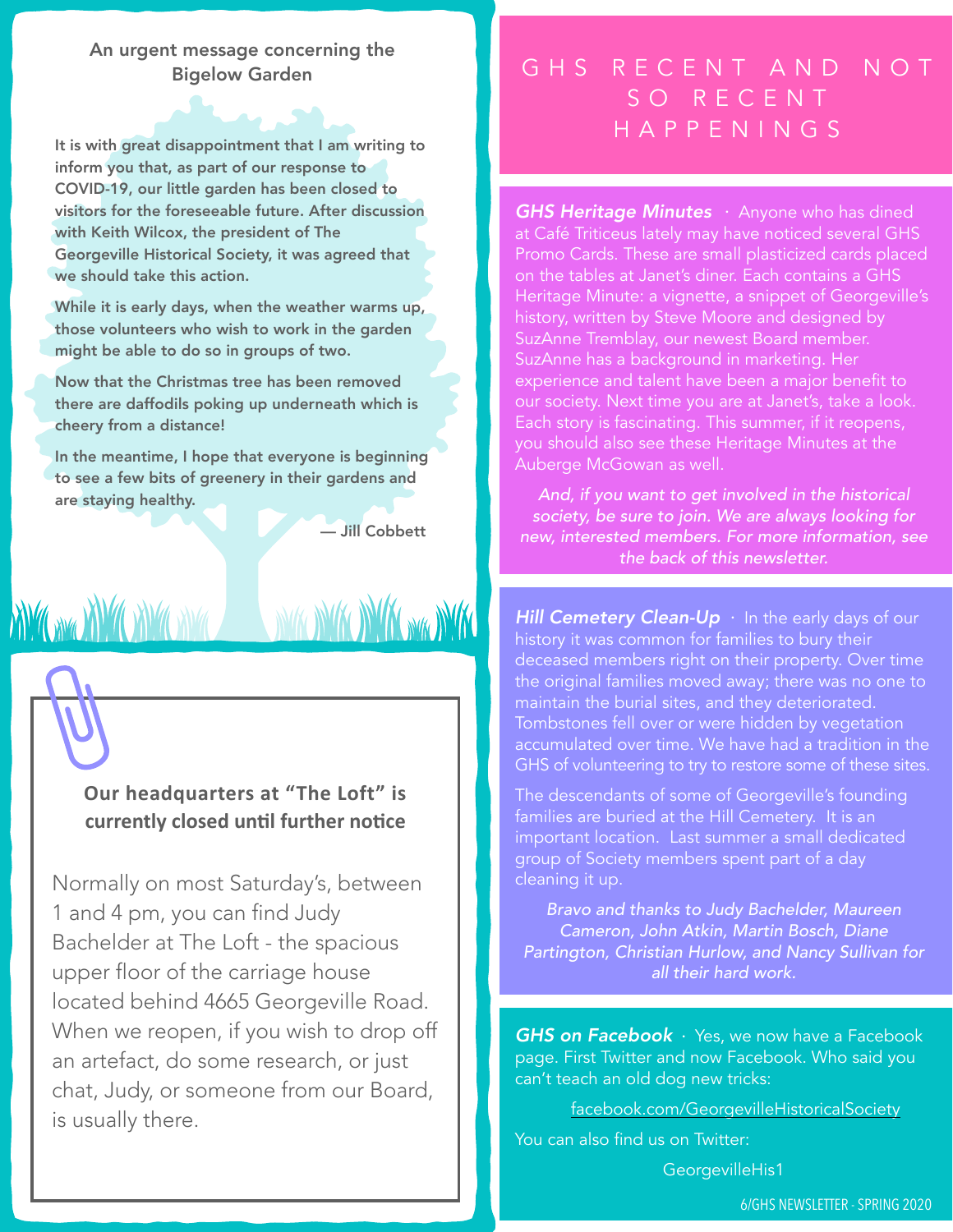## An urgent message concerning the Bigelow Garden

**It is with great disappointment that I am writing to inform you that, as part of our response to COVID-19, our little garden has been closed to visitors for the foreseeable future. After discussion with Keith Wilcox, the president of The Georgeville Historical Society, it was agreed that we should take this action.**

**While it is early days, when the weather warms up, those volunteers who wish to work in the garden might be able to do so in groups of two.**

**Now that the Christmas tree has been removed there are daffodils poking up underneath which is cheery from a distance!**

**In the meantime, I hope that everyone is beginning to see a few bits of greenery in their gardens and are staying healthy.**

**— Jill Cobbett**

### Our headquarters at "The Loft" is currently closed until further notice

Normally on most Saturday's, between 1 and 4 pm, you can find Judy Bachelder at The Loft - the spacious upper floor of the carriage house located behind 4665 Georgeville Road. When we reopen, if you wish to drop off an artefact, do some research, or just chat, Judy, or someone from our Board, is usually there.

# GHS RECENT AND NOT SO RECENT HAPPENINGS

***GHS Heritage Minutes*** · Anyone who has dined at Café Triticeus lately may have noticed several GHS Promo Cards. These are small plasticized cards placed on the tables at Janet's diner. Each contains a GHS Heritage Minute: a vignette, a snippet of Georgeville's history, written by Steve Moore and designed by SuzAnne Tremblay, our newest Board member. SuzAnne has a background in marketing. Her experience and talent have been a major benefit to our society. Next time you are at Janet's, take a look. Each story is fascinating. This summer, if it reopens, you should also see these Heritage Minutes at the Auberge McGowan as well.

*And, if you want to get involved in the historical society, be sure to join. We are always looking for new, interested members. For more information, see the back of this newsletter.*

***Hill Cemetery Clean-Up*** · In the early days of our history it was common for families to bury their deceased members right on their property. Over time the original families moved away; there was no one to maintain the burial sites, and they deteriorated. Tombstones fell over or were hidden by vegetation accumulated over time. We have had a tradition in the GHS of volunteering to try to restore some of these sites.

The descendants of some of Georgeville's founding families are buried at the Hill Cemetery. It is an important location. Last summer a small dedicated group of Society members spent part of a day cleaning it up.

*Bravo and thanks to Judy Bachelder, Maureen Cameron, John Atkin, Martin Bosch, Diane Partington, Christian Hurlow, and Nancy Sullivan for all their hard work.*

***GHS on Facebook*** · Yes, we now have a Facebook page. First Twitter and now Facebook. Who said you can't teach an old dog new tricks:

facebook.com/GeorgevilleHistoricalSociety

You can also find us on Twitter:

GeorgevilleHis1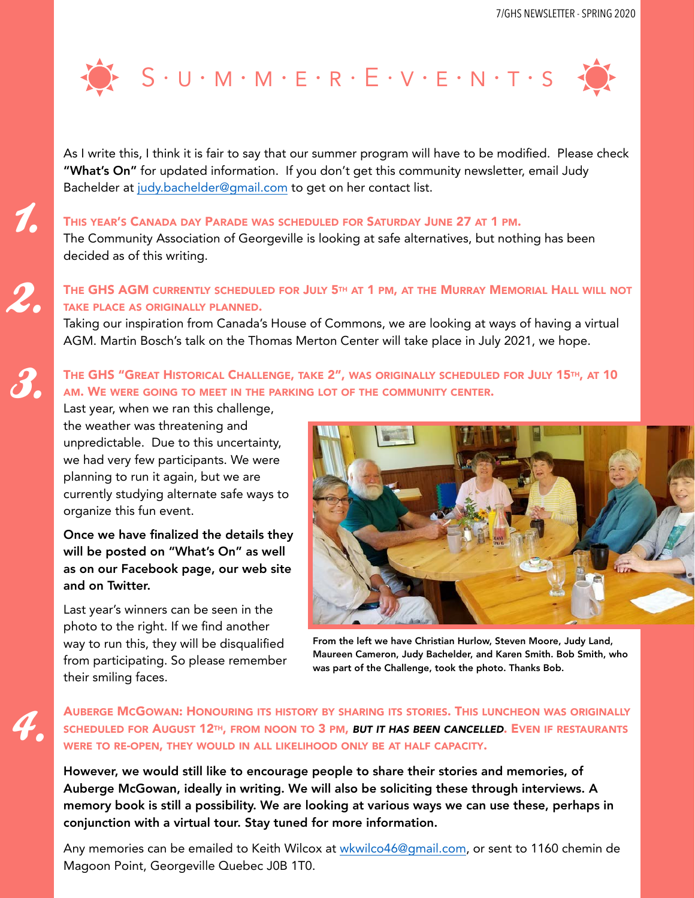# S·U·M·M·E·R·E·V·E·N·T·S

As I write this, I think it is fair to say that our summer program will have to be modified. Please check **"What's On"** for updated information. If you don't get this community newsletter, email Judy Bachelder at judy.bachelder@gmail.com to get on her contact list.

## 1. This year's Canada Day Parade was scheduled for Saturday June 27 at 1 pm.

The Community Association of Georgeville is looking at safe alternatives, but nothing has been decided as of this writing.

## 2. The GHS AGM currently scheduled for July 5th at 1 pm, at the Murray Memorial Hall will not take place as originally planned.

Taking our inspiration from Canada's House of Commons, we are looking at ways of having a virtual AGM. Martin Bosch's talk on the Thomas Merton Center will take place in July 2021, we hope.

## 3. The GHS "Great Historical Challenge, take 2", was originally scheduled for July 15th, at 10 am. We were going to meet in the parking lot of the community center.

Last year, when we ran this challenge, the weather was threatening and unpredictable. Due to this uncertainty, we had very few participants. We were planning to run it again, but we are currently studying alternate safe ways to organize this fun event.

**Once we have finalized the details they will be posted on "What's On" as well as on our Facebook page, our web site and on Twitter.**

Last year's winners can be seen in the photo to the right. If we find another way to run this, they will be disqualified from participating. So please remember their smiling faces.

From the left we have Christian Hurlow, Steven Moore, Judy Land, Maureen Cameron, Judy Bachelder, and Karen Smith. Bob Smith, who was part of the Challenge, took the photo. Thanks Bob.

## 4. Auberge McGowan: Honouring its history by sharing its stories. This luncheon was originally scheduled for August 12th, from noon to 3 pm, *but it has been cancelled*. Even if restaurants were to re-open, they would in all likelihood only be at half capacity.

**However, we would still like to encourage people to share their stories and memories, of Auberge McGowan, ideally in writing. We will also be soliciting these through interviews. A memory book is still a possibility. We are looking at various ways we can use these, perhaps in conjunction with a virtual tour. Stay tuned for more information.**

Any memories can be emailed to Keith Wilcox at wkwilco46@gmail.com, or sent to 1160 chemin de Magoon Point, Georgeville Quebec J0B 1T0.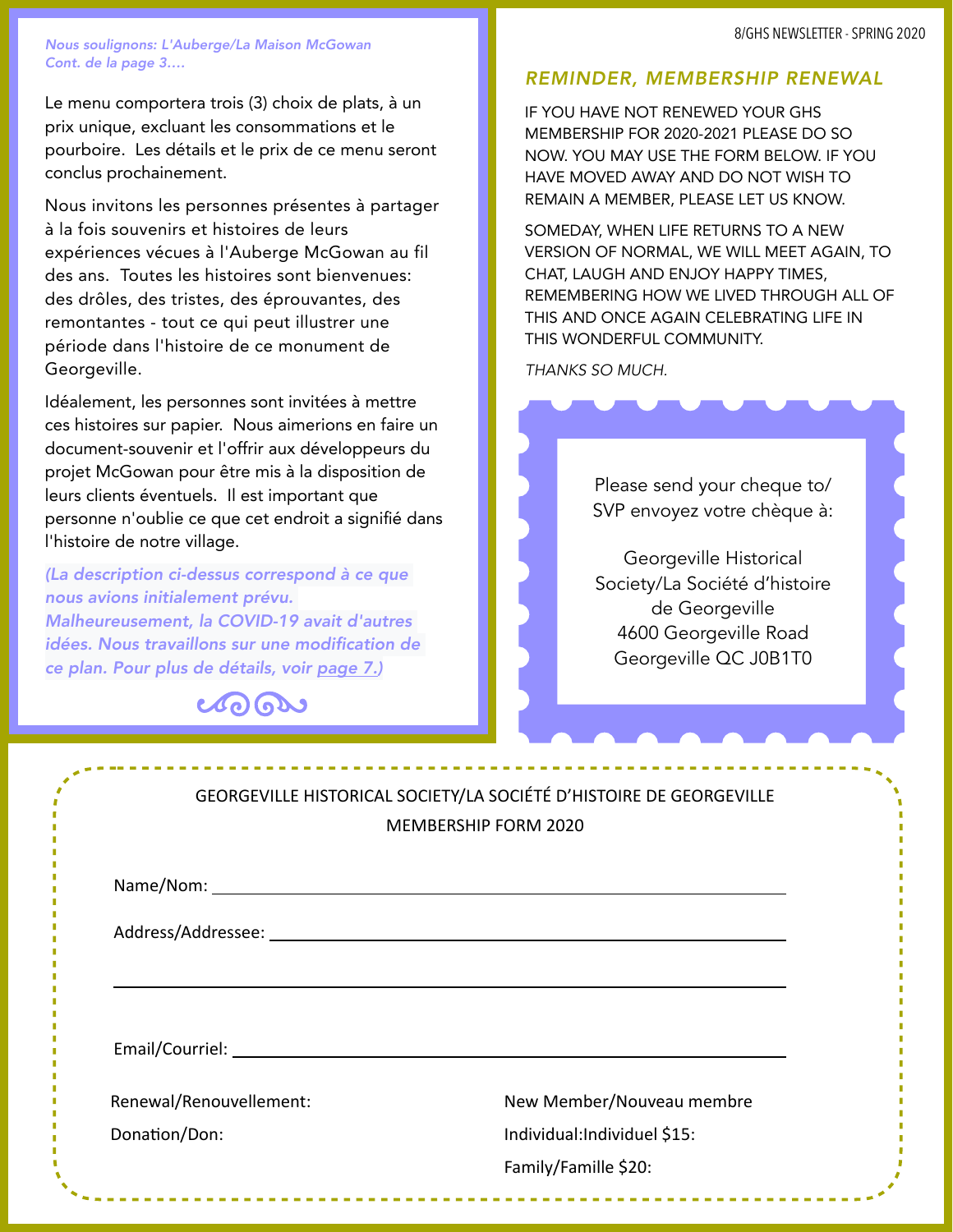*Nous soulignons: L'Auberge/La Maison McGowan*
*Cont. de la page 3….*

Le menu comportera trois (3) choix de plats, à un prix unique, excluant les consommations et le pourboire. Les détails et le prix de ce menu seront conclus prochainement.

Nous invitons les personnes présentes à partager à la fois souvenirs et histoires de leurs expériences vécues à l'Auberge McGowan au fil des ans. Toutes les histoires sont bienvenues: des drôles, des tristes, des éprouvantes, des remontantes - tout ce qui peut illustrer une période dans l'histoire de ce monument de Georgeville.

Idéalement, les personnes sont invitées à mettre ces histoires sur papier. Nous aimerions en faire un document-souvenir et l'offrir aux développeurs du projet McGowan pour être mis à la disposition de leurs clients éventuels. Il est important que personne n'oublie ce que cet endroit a signifié dans l'histoire de notre village.

***(La description ci-dessus correspond à ce que nous avions initialement prévu. Malheureusement, la COVID-19 avait d'autres idées. Nous travaillons sur une modification de ce plan. Pour plus de détails, voir page 7.)***

## *REMINDER, MEMBERSHIP RENEWAL*

IF YOU HAVE NOT RENEWED YOUR GHS MEMBERSHIP FOR 2020-2021 PLEASE DO SO NOW. YOU MAY USE THE FORM BELOW. IF YOU HAVE MOVED AWAY AND DO NOT WISH TO REMAIN A MEMBER, PLEASE LET US KNOW.

SOMEDAY, WHEN LIFE RETURNS TO A NEW VERSION OF NORMAL, WE WILL MEET AGAIN, TO CHAT, LAUGH AND ENJOY HAPPY TIMES, REMEMBERING HOW WE LIVED THROUGH ALL OF THIS AND ONCE AGAIN CELEBRATING LIFE IN THIS WONDERFUL COMMUNITY.

*THANKS SO MUCH.*

Please send your cheque to/
SVP envoyez votre chèque à:

Georgeville Historical Society/La Société d'histoire de Georgeville
4600 Georgeville Road
Georgeville QC J0B1T0

GEORGEVILLE HISTORICAL SOCIETY/LA SOCIÉTÉ D'HISTOIRE DE GEORGEVILLE
MEMBERSHIP FORM 2020

Name/Nom: ____________________

Address/Addressee: ____________________

____________________

Email/Courriel: ____________________

Renewal/Renouvellement:

Donation/Don:

New Member/Nouveau membre

Individual:Individuel $15:

Family/Famille $20: